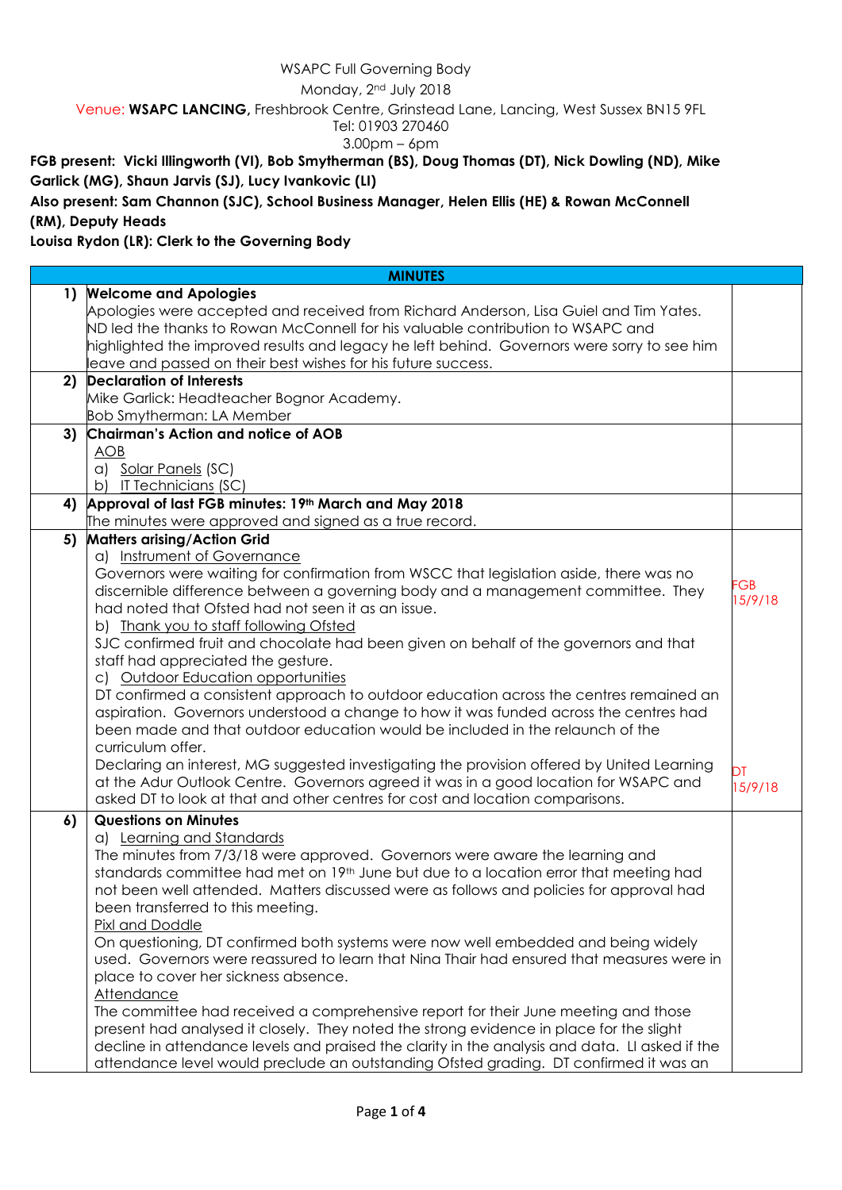WSAPC Full Governing Body

Monday, 2nd July 2018

Venue: **WSAPC LANCING,** Freshbrook Centre, Grinstead Lane, Lancing, West Sussex BN15 9FL

Tel: 01903 270460

3.00pm – 6pm

**FGB present: Vicki Illingworth (VI), Bob Smytherman (BS), Doug Thomas (DT), Nick Dowling (ND), Mike Garlick (MG), Shaun Jarvis (SJ), Lucy Ivankovic (LI)**

**Also present: Sam Channon (SJC), School Business Manager, Helen Ellis (HE) & Rowan McConnell (RM), Deputy Heads**

**Louisa Rydon (LR): Clerk to the Governing Body**

| | **MINUTES** | |
|---|---|---|
| **1)** | **Welcome and Apologies**<br>Apologies were accepted and received from Richard Anderson, Lisa Guiel and Tim Yates. ND led the thanks to Rowan McConnell for his valuable contribution to WSAPC and highlighted the improved results and legacy he left behind. Governors were sorry to see him leave and passed on their best wishes for his future success. | |
| **2)** | **Declaration of Interests**<br>Mike Garlick: Headteacher Bognor Academy.<br>Bob Smytherman: LA Member | |
| **3)** | **Chairman's Action and notice of AOB**<br>AOB<br>a) Solar Panels (SC)<br>b) IT Technicians (SC) | |
| **4)** | **Approval of last FGB minutes: 19th March and May 2018**<br>The minutes were approved and signed as a true record. | |
| **5)** | **Matters arising/Action Grid**<br>a) Instrument of Governance<br>Governors were waiting for confirmation from WSCC that legislation aside, there was no discernible difference between a governing body and a management committee. They had noted that Ofsted had not seen it as an issue.<br>b) Thank you to staff following Ofsted<br>SJC confirmed fruit and chocolate had been given on behalf of the governors and that staff had appreciated the gesture.<br>c) Outdoor Education opportunities<br>DT confirmed a consistent approach to outdoor education across the centres remained an aspiration. Governors understood a change to how it was funded across the centres had been made and that outdoor education would be included in the relaunch of the curriculum offer.<br>Declaring an interest, MG suggested investigating the provision offered by United Learning at the Adur Outlook Centre. Governors agreed it was in a good location for WSAPC and asked DT to look at that and other centres for cost and location comparisons. | FGB 15/9/18<br><br>DT 15/9/18 |
| **6)** | **Questions on Minutes**<br>a) Learning and Standards<br>The minutes from 7/3/18 were approved. Governors were aware the learning and standards committee had met on 19th June but due to a location error that meeting had not been well attended. Matters discussed were as follows and policies for approval had been transferred to this meeting.<br>Pixl and Doddle<br>On questioning, DT confirmed both systems were now well embedded and being widely used. Governors were reassured to learn that Nina Thair had ensured that measures were in place to cover her sickness absence.<br>Attendance<br>The committee had received a comprehensive report for their June meeting and those present had analysed it closely. They noted the strong evidence in place for the slight decline in attendance levels and praised the clarity in the analysis and data. LI asked if the attendance level would preclude an outstanding Ofsted grading. DT confirmed it was an | |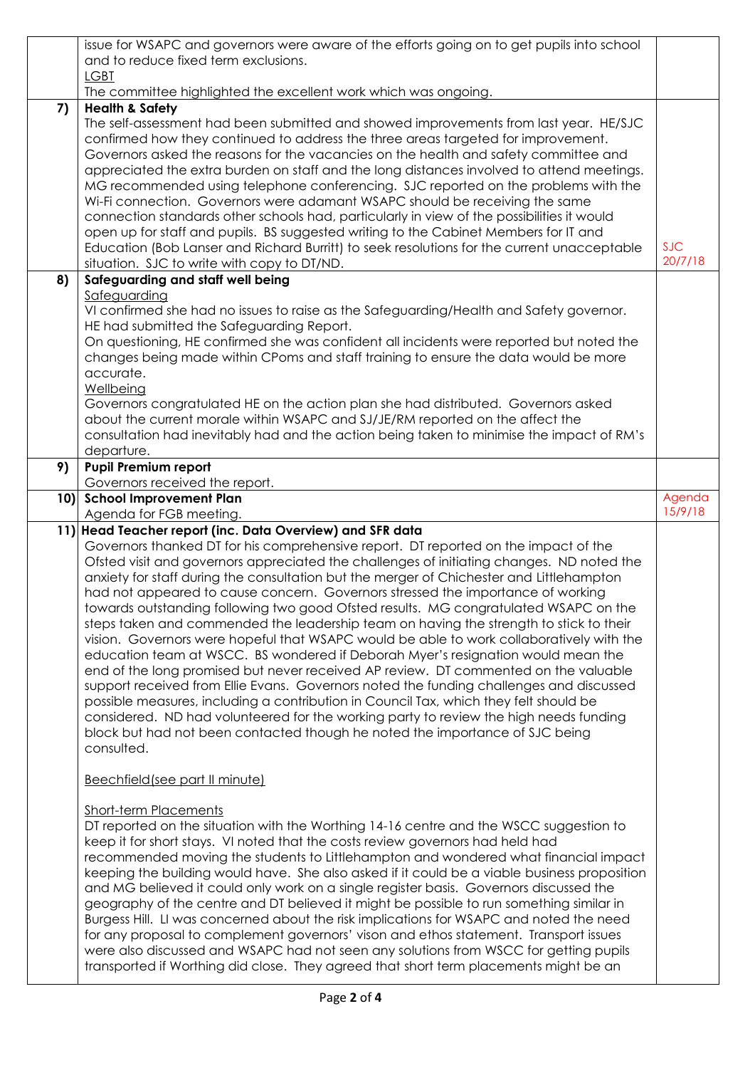| | | |
|---|---|---|
| | issue for WSAPC and governors were aware of the efforts going on to get pupils into school and to reduce fixed term exclusions.<br><u>LGBT</u><br>The committee highlighted the excellent work which was ongoing. | |
| **7)** | **Health & Safety**<br>The self-assessment had been submitted and showed improvements from last year. HE/SJC confirmed how they continued to address the three areas targeted for improvement. Governors asked the reasons for the vacancies on the health and safety committee and appreciated the extra burden on staff and the long distances involved to attend meetings. MG recommended using telephone conferencing. SJC reported on the problems with the Wi-Fi connection. Governors were adamant WSAPC should be receiving the same connection standards other schools had, particularly in view of the possibilities it would open up for staff and pupils. BS suggested writing to the Cabinet Members for IT and Education (Bob Lanser and Richard Burritt) to seek resolutions for the current unacceptable situation. SJC to write with copy to DT/ND. | SJC 20/7/18 |
| **8)** | **Safeguarding and staff well being**<br><u>Safeguarding</u><br>VI confirmed she had no issues to raise as the Safeguarding/Health and Safety governor. HE had submitted the Safeguarding Report.<br>On questioning, HE confirmed she was confident all incidents were reported but noted the changes being made within CPoms and staff training to ensure the data would be more accurate.<br><u>Wellbeing</u><br>Governors congratulated HE on the action plan she had distributed. Governors asked about the current morale within WSAPC and SJ/JE/RM reported on the affect the consultation had inevitably had and the action being taken to minimise the impact of RM's departure. | |
| **9)** | **Pupil Premium report**<br>Governors received the report. | |
| **10)** | **School Improvement Plan**<br>Agenda for FGB meeting. | Agenda 15/9/18 |
| **11)** | **Head Teacher report (inc. Data Overview) and SFR data**<br>Governors thanked DT for his comprehensive report. DT reported on the impact of the Ofsted visit and governors appreciated the challenges of initiating changes. ND noted the anxiety for staff during the consultation but the merger of Chichester and Littlehampton had not appeared to cause concern. Governors stressed the importance of working towards outstanding following two good Ofsted results. MG congratulated WSAPC on the steps taken and commended the leadership team on having the strength to stick to their vision. Governors were hopeful that WSAPC would be able to work collaboratively with the education team at WSCC. BS wondered if Deborah Myer's resignation would mean the end of the long promised but never received AP review. DT commented on the valuable support received from Ellie Evans. Governors noted the funding challenges and discussed possible measures, including a contribution in Council Tax, which they felt should be considered. ND had volunteered for the working party to review the high needs funding block but had not been contacted though he noted the importance of SJC being consulted.<br><br><u>Beechfield(see part II minute)</u><br><br><u>Short-term Placements</u><br>DT reported on the situation with the Worthing 14-16 centre and the WSCC suggestion to keep it for short stays. VI noted that the costs review governors had held had recommended moving the students to Littlehampton and wondered what financial impact keeping the building would have. She also asked if it could be a viable business proposition and MG believed it could only work on a single register basis. Governors discussed the geography of the centre and DT believed it might be possible to run something similar in Burgess Hill. LI was concerned about the risk implications for WSAPC and noted the need for any proposal to complement governors' vison and ethos statement. Transport issues were also discussed and WSAPC had not seen any solutions from WSCC for getting pupils transported if Worthing did close. They agreed that short term placements might be an | |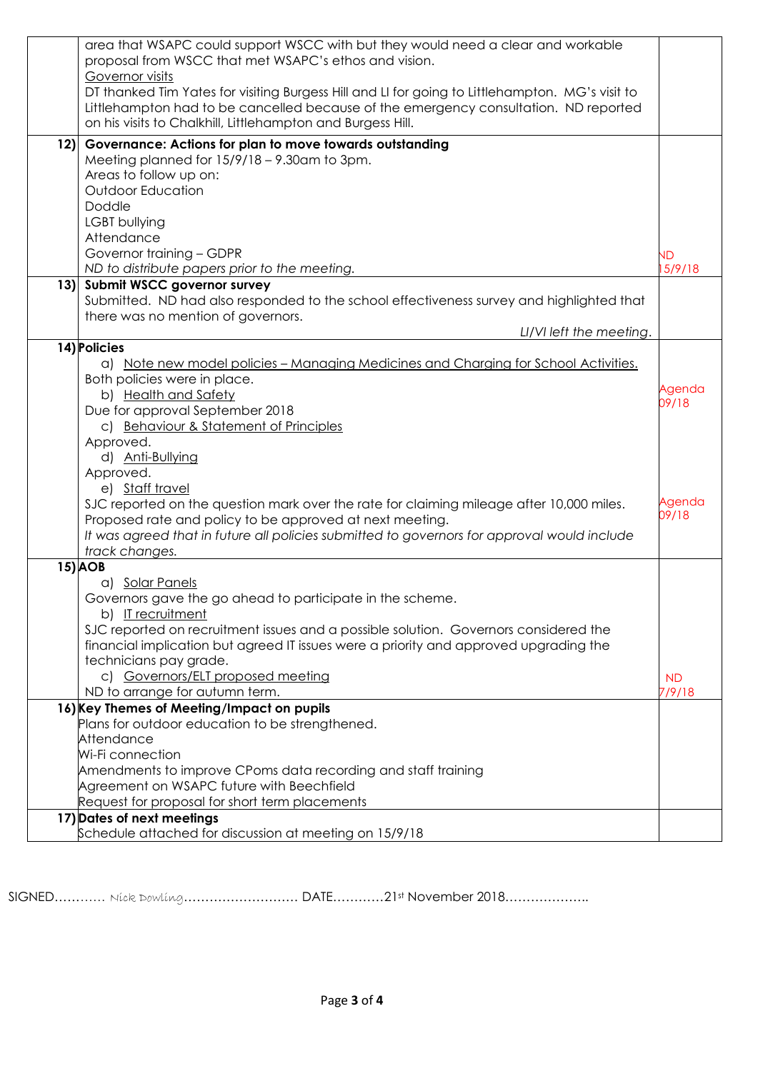| | | |
|---|---|---|
| | area that WSAPC could support WSCC with but they would need a clear and workable proposal from WSCC that met WSAPC's ethos and vision.<br><u>Governor visits</u><br>DT thanked Tim Yates for visiting Burgess Hill and LI for going to Littlehampton. MG's visit to Littlehampton had to be cancelled because of the emergency consultation. ND reported on his visits to Chalkhill, Littlehampton and Burgess Hill. | |
| **12)** | **Governance: Actions for plan to move towards outstanding**<br>Meeting planned for 15/9/18 – 9.30am to 3pm.<br>Areas to follow up on:<br>Outdoor Education<br>Doddle<br>LGBT bullying<br>Attendance<br>Governor training – GDPR<br>*ND to distribute papers prior to the meeting.* | ND<br>15/9/18 |
| **13)** | **Submit WSCC governor survey**<br>Submitted. ND had also responded to the school effectiveness survey and highlighted that there was no mention of governors.<br>*LI/VI left the meeting.* | |
| **14)** | **Policies**<br>a) <u>Note new model policies – Managing Medicines and Charging for School Activities.</u><br>Both policies were in place.<br>b) <u>Health and Safety</u><br>Due for approval September 2018<br>c) <u>Behaviour & Statement of Principles</u><br>Approved.<br>d) <u>Anti-Bullying</u><br>Approved.<br>e) <u>Staff travel</u><br>SJC reported on the question mark over the rate for claiming mileage after 10,000 miles. Proposed rate and policy to be approved at next meeting.<br>*It was agreed that in future all policies submitted to governors for approval would include track changes.* | Agenda<br>09/18<br><br>Agenda<br>09/18 |
| **15)** | **AOB**<br>a) <u>Solar Panels</u><br>Governors gave the go ahead to participate in the scheme.<br>b) <u>IT recruitment</u><br>SJC reported on recruitment issues and a possible solution. Governors considered the financial implication but agreed IT issues were a priority and approved upgrading the technicians pay grade.<br>c) <u>Governors/ELT proposed meeting</u><br>ND to arrange for autumn term. | ND<br>7/9/18 |
| **16)** | **Key Themes of Meeting/Impact on pupils**<br>Plans for outdoor education to be strengthened.<br>Attendance<br>Wi-Fi connection<br>Amendments to improve CPoms data recording and staff training<br>Agreement on WSAPC future with Beechfield<br>Request for proposal for short term placements | |
| **17)** | **Dates of next meetings**<br>Schedule attached for discussion at meeting on 15/9/18 | |

SIGNED………… Nick Dowling……………………… DATE…………21st November 2018………………..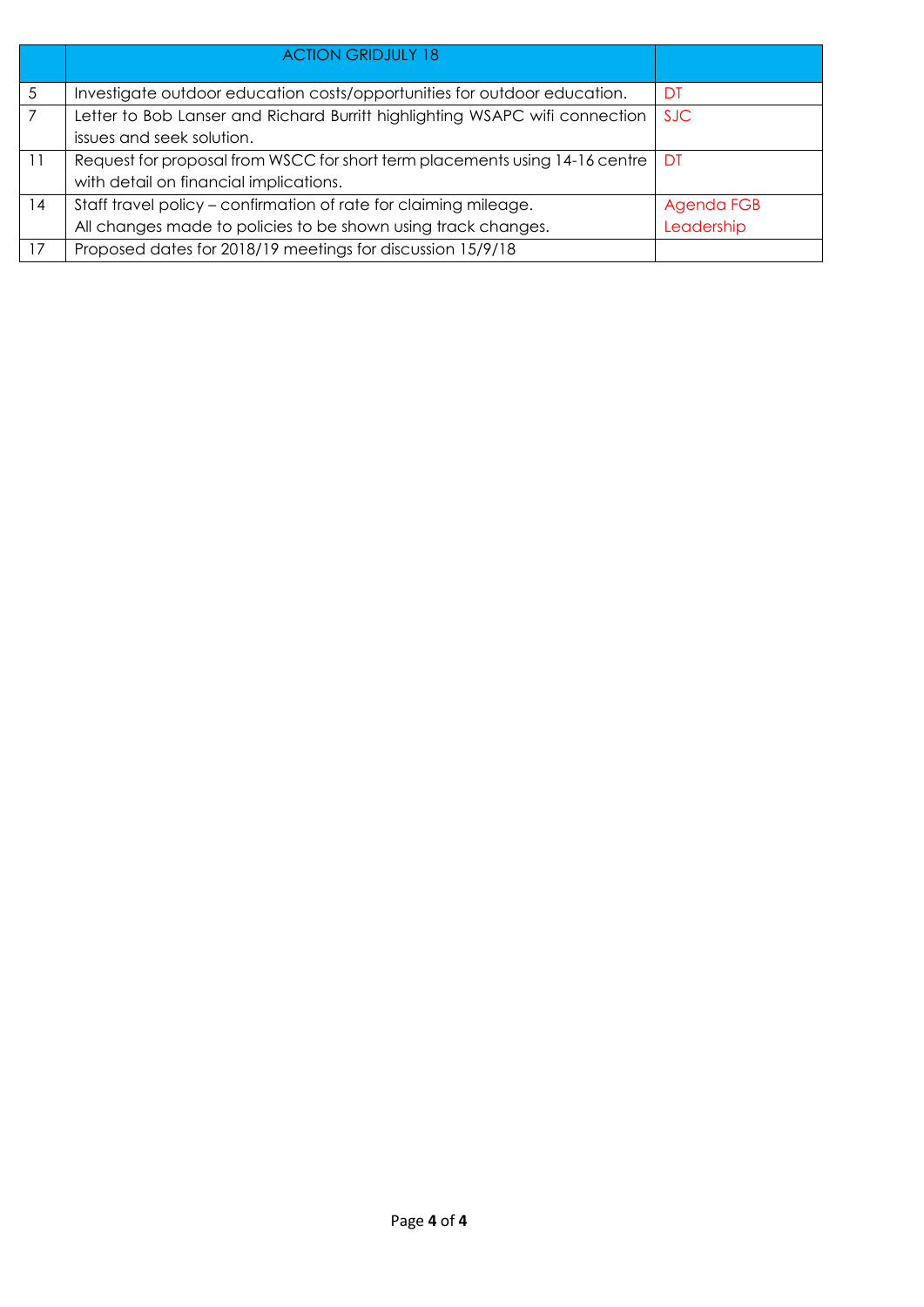| | ACTION GRIDJULY 18 | |
|---|---|---|
| 5 | Investigate outdoor education costs/opportunities for outdoor education. | DT |
| 7 | Letter to Bob Lanser and Richard Burritt highlighting WSAPC wifi connection issues and seek solution. | SJC |
| 11 | Request for proposal from WSCC for short term placements using 14-16 centre with detail on financial implications. | DT |
| 14 | Staff travel policy – confirmation of rate for claiming mileage.<br>All changes made to policies to be shown using track changes. | Agenda FGB<br>Leadership |
| 17 | Proposed dates for 2018/19 meetings for discussion 15/9/18 | |